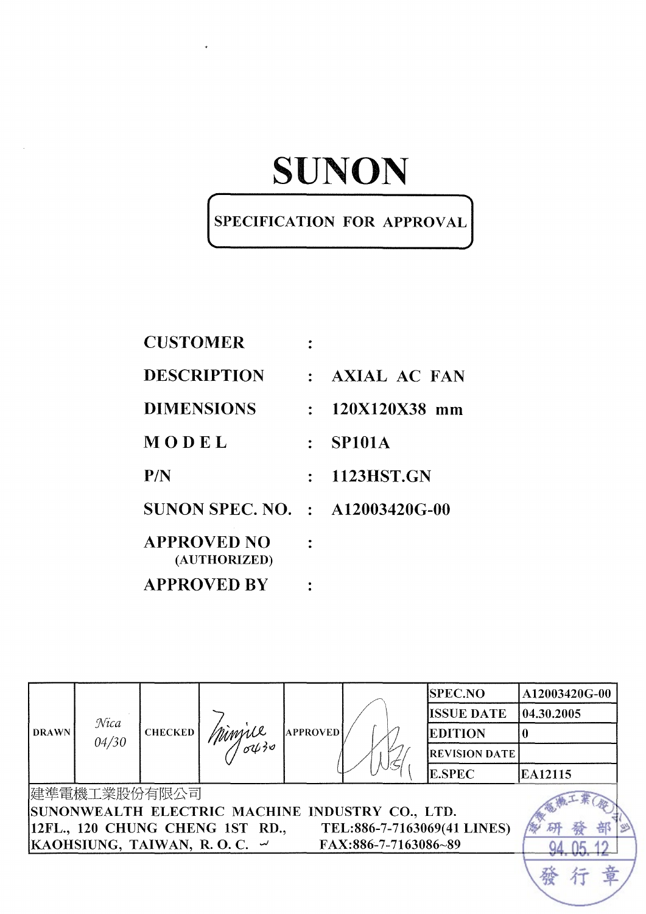# SUNON

**SPECIFICATION FOR APPROVAL**

| | | |
|---|---|---|
| **CUSTOMER** | : | |
| **DESCRIPTION** | : | **AXIAL AC FAN** |
| **DIMENSIONS** | : | **120X120X38 mm** |
| **MODEL** | : | **SP101A** |
| **P/N** | : | **1123HST.GN** |
| **SUNON SPEC. NO.** | : | **A12003420G-00** |
| **APPROVED NO** (AUTHORIZED) | : | |
| **APPROVED BY** | : | |

| DRAWN | Nica 04/30 | CHECKED | Minjue 0430 | APPROVED | | SPEC.NO | A12003420G-00 |
|---|---|---|---|---|---|---|---|
| | | | | | | ISSUE DATE | 04.30.2005 |
| | | | | | | EDITION | 0 |
| | | | | | | REVISION DATE | |
| | | | | | | E.SPEC | EA12115 |

建準電機工業股份有限公司
SUNONWEALTH ELECTRIC MACHINE INDUSTRY CO., LTD.
12FL., 120 CHUNG CHENG 1ST RD., KAOHSIUNG, TAIWAN, R. O. C.
TEL:886-7-7163069(41 LINES)
FAX:886-7-7163086~89

建準電機工業(股)公司 研發部 94.05.12 發行章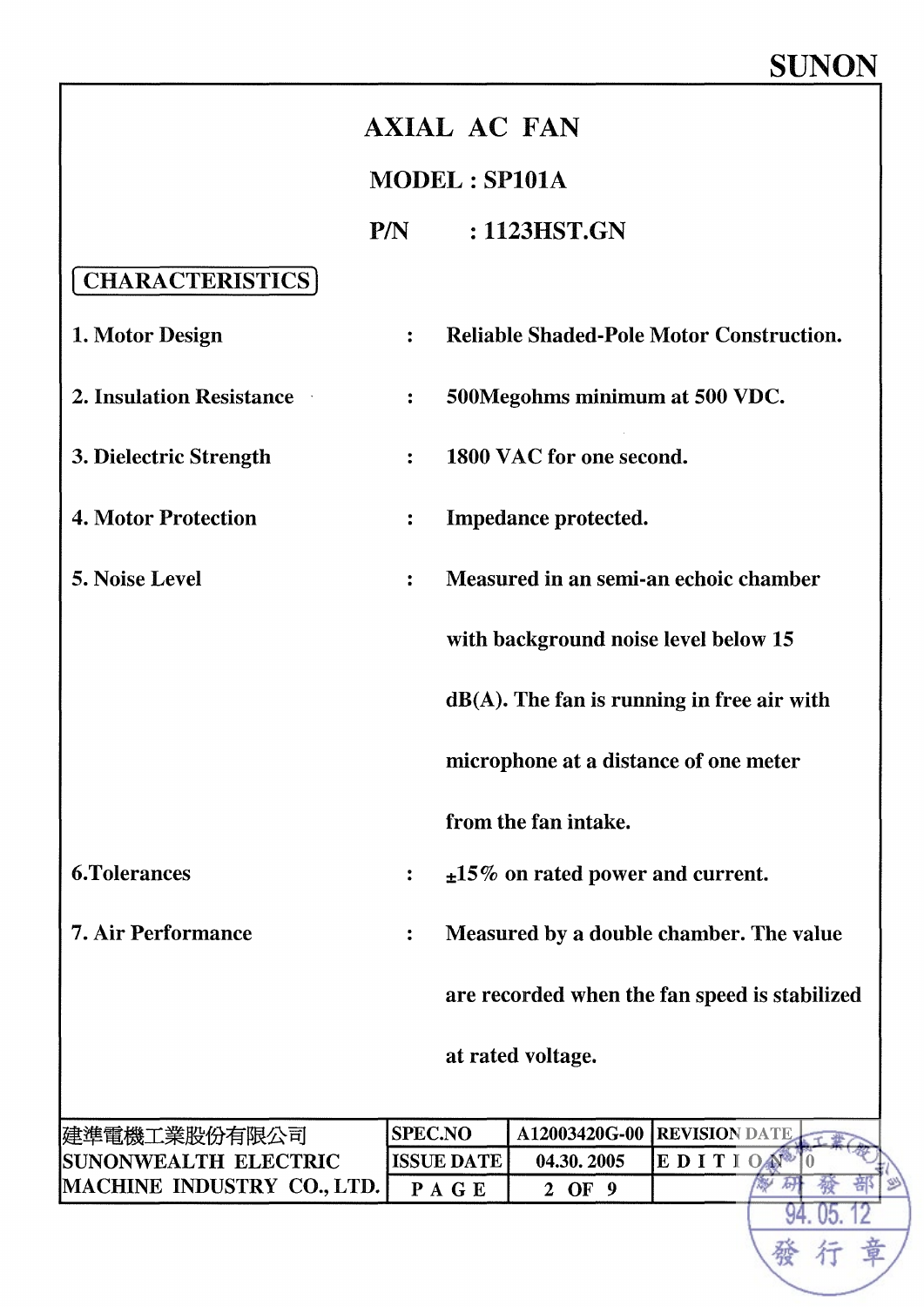SUNON

# AXIAL AC FAN

## MODEL : SP101A

## P/N : 1123HST.GN

**CHARACTERISTICS**

| | | |
|---|---|---|
| 1. Motor Design | : | Reliable Shaded-Pole Motor Construction. |
| 2. Insulation Resistance | : | 500Megohms minimum at 500 VDC. |
| 3. Dielectric Strength | : | 1800 VAC for one second. |
| 4. Motor Protection | : | Impedance protected. |
| 5. Noise Level | : | Measured in an semi-an echoic chamber with background noise level below 15 dB(A). The fan is running in free air with microphone at a distance of one meter from the fan intake. |
| 6.Tolerances | : | ±15% on rated power and current. |
| 7. Air Performance | : | Measured by a double chamber. The value are recorded when the fan speed is stabilized at rated voltage. |

| 建準電機工業股份有限公司 SUNONWEALTH ELECTRIC MACHINE INDUSTRY CO., LTD. | SPEC.NO | A12003420G-00 | REVISION DATE | |
|---|---|---|---|---|
| | ISSUE DATE | 04.30. 2005 | EDITION | 0 |
| | PAGE | 2 OF 9 | | |

建準電機工業(股)公司 研發部 94. 05. 12 發行章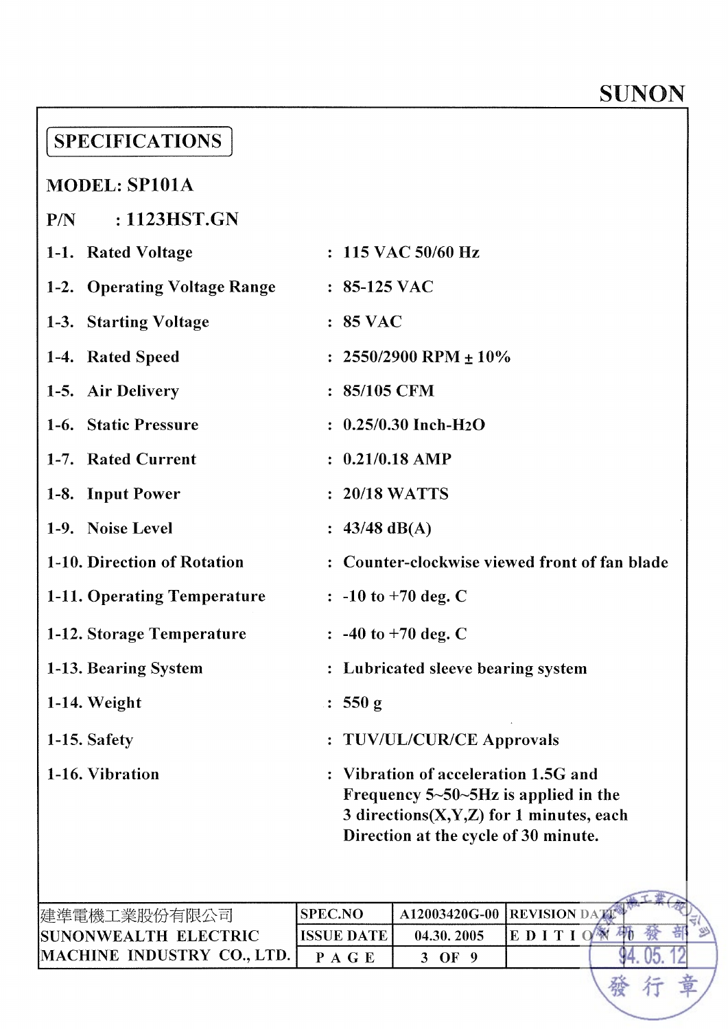SUNON

## SPECIFICATIONS

**MODEL: SP101A**

**P/N : 1123HST.GN**

| | | |
|---|---|---|
| 1-1. | Rated Voltage | : 115 VAC 50/60 Hz |
| 1-2. | Operating Voltage Range | : 85-125 VAC |
| 1-3. | Starting Voltage | : 85 VAC |
| 1-4. | Rated Speed | : 2550/2900 RPM ± 10% |
| 1-5. | Air Delivery | : 85/105 CFM |
| 1-6. | Static Pressure | : 0.25/0.30 Inch-$H_2O$ |
| 1-7. | Rated Current | : 0.21/0.18 AMP |
| 1-8. | Input Power | : 20/18 WATTS |
| 1-9. | Noise Level | : 43/48 dB(A) |
| 1-10. | Direction of Rotation | : Counter-clockwise viewed front of fan blade |
| 1-11. | Operating Temperature | : -10 to +70 deg. C |
| 1-12. | Storage Temperature | : -40 to +70 deg. C |
| 1-13. | Bearing System | : Lubricated sleeve bearing system |
| 1-14. | Weight | : 550 g |
| 1-15. | Safety | : TUV/UL/CUR/CE Approvals |
| 1-16. | Vibration | : Vibration of acceleration 1.5G and Frequency 5~50~5Hz is applied in the 3 directions(X,Y,Z) for 1 minutes, each Direction at the cycle of 30 minute. |

| 建準電機工業股份有限公司 SUNONWEALTH ELECTRIC MACHINE INDUSTRY CO., LTD. | SPEC.NO | A12003420G-00 | REVISION DATE | |
|---|---|---|---|---|
| | ISSUE DATE | 04.30. 2005 | EDITION | |
| | PAGE | 3 OF 9 | | |

建準電機工業(股)公司 研發部 94.05.12 發行章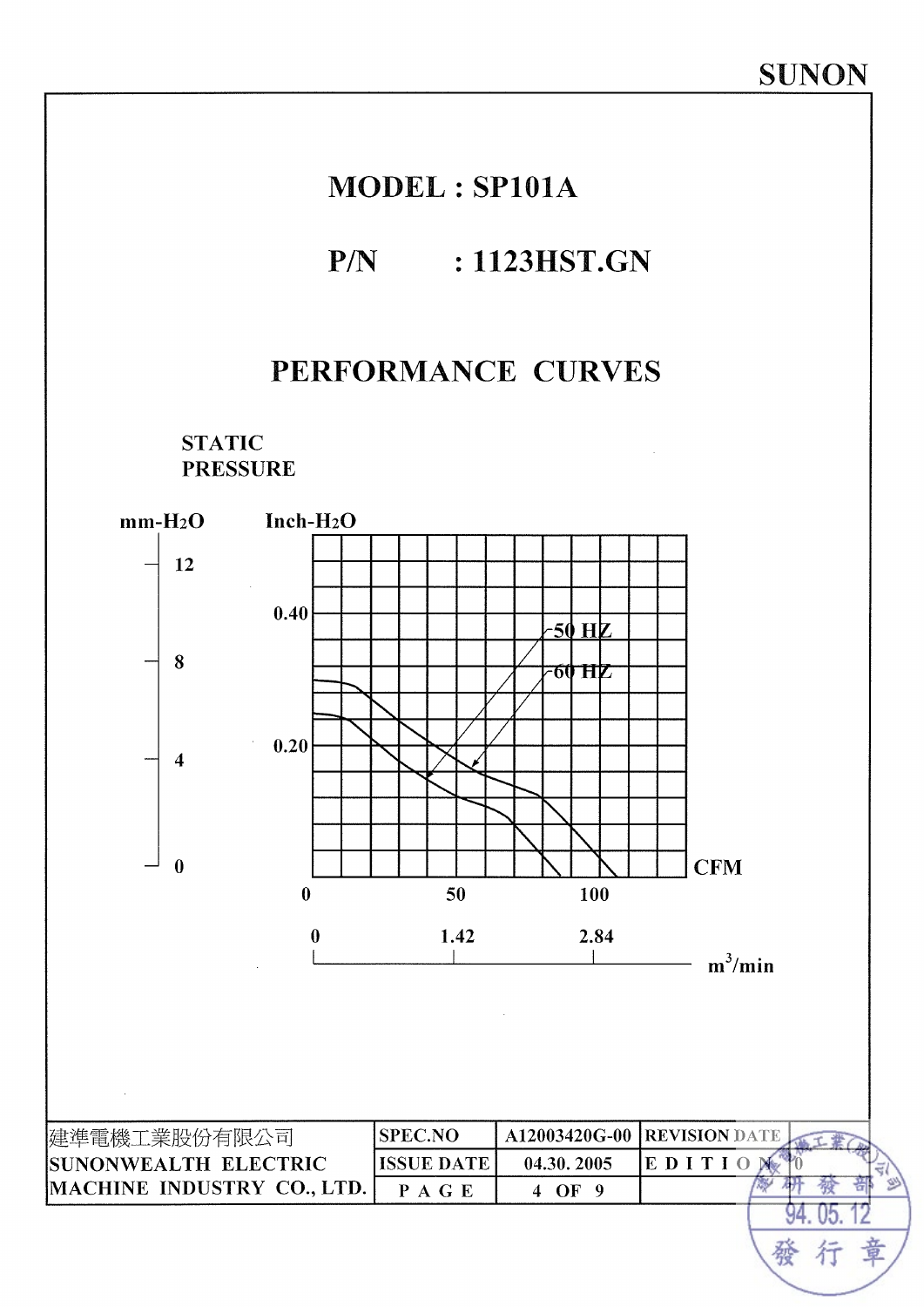# MODEL : SP101A

## P/N : 1123HST.GN

## PERFORMANCE CURVES

STATIC PRESSURE

mm-$H_2O$ | Inch-$H_2O$

12, 8, 4, 0 | 0.40, 0.20

50 HZ

60 HZ

CFM: 0, 50, 100

$m^3$/min: 0, 1.42, 2.84

| 建準電機工業股份有限公司 SUNONWEALTH ELECTRIC MACHINE INDUSTRY CO., LTD. | SPEC.NO | A12003420G-00 | REVISION DATE | |
|---|---|---|---|---|
| | ISSUE DATE | 04.30. 2005 | EDITION | 0 |
| | PAGE | 4 OF 9 | | |

建準電機工業(股)公司 研發部 94. 05. 12 發行章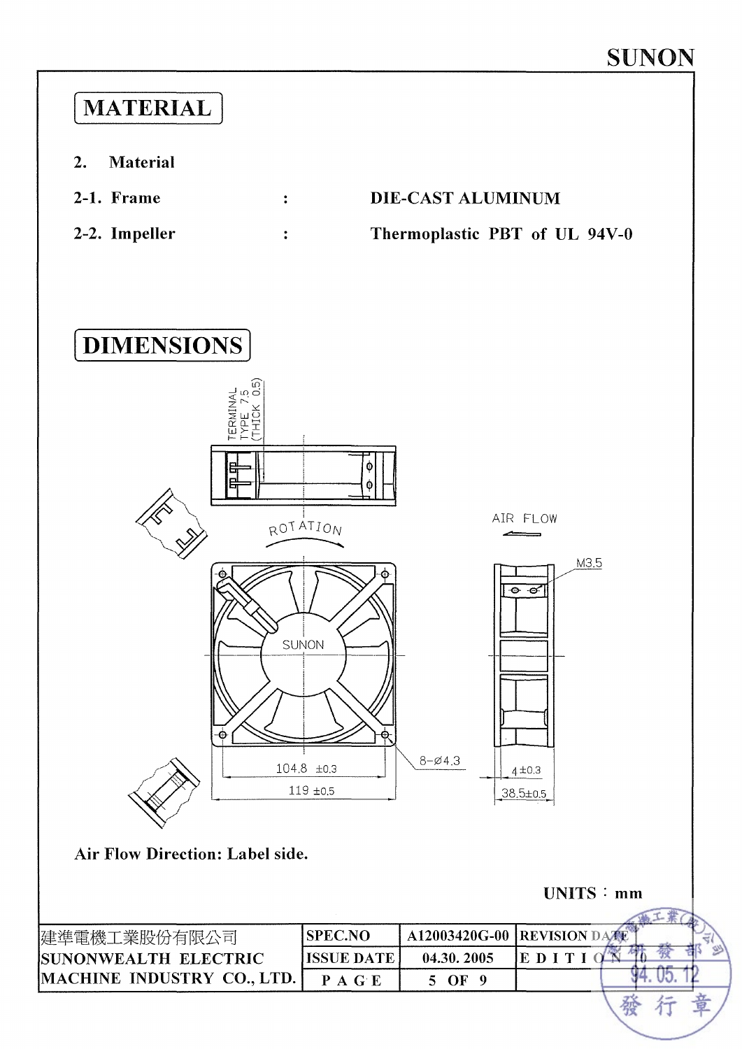# MATERIAL

2. Material

2-1. Frame : DIE-CAST ALUMINUM

2-2. Impeller : Thermoplastic PBT of UL 94V-0

# DIMENSIONS

TERMINAL TYPE 7.5 (THICK 0.5)

ROTATION

AIR FLOW

M3.5

SUNON

8-Ø4.3

104.8 ±0.3

119 ±0.5

4 ±0.3

38.5±0.5

Air Flow Direction: Label side.

UNITS : mm

| 建準電機工業股份有限公司 SUNONWEALTH ELECTRIC MACHINE INDUSTRY CO., LTD. | SPEC.NO | A12003420G-00 | REVISION DATE |
|---|---|---|---|
| | ISSUE DATE | 04.30. 2005 | EDITION |
| | PAGE | 5 OF 9 | |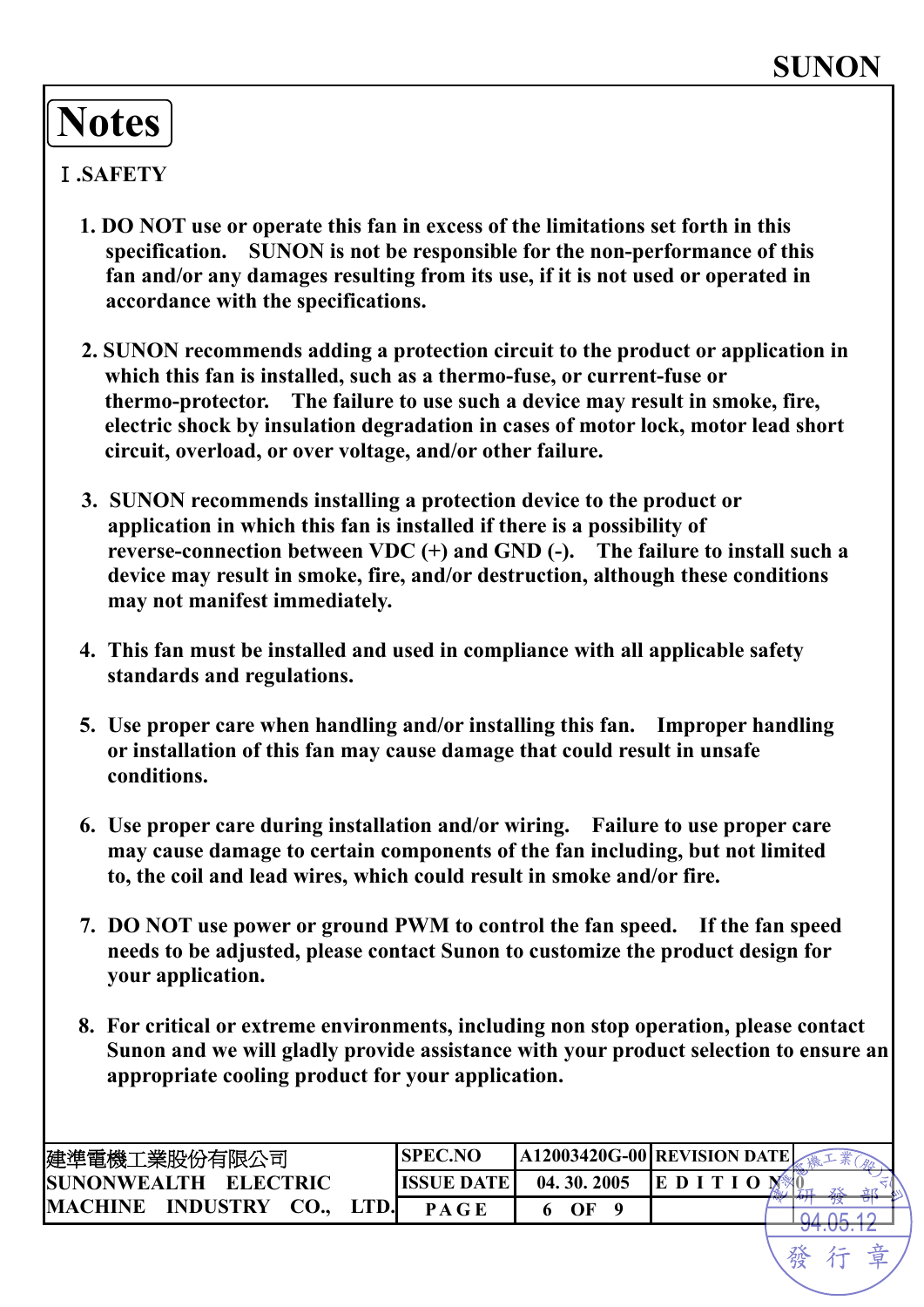# Notes

## Ⅰ.SAFETY

1. **DO NOT use or operate this fan in excess of the limitations set forth in this specification. SUNON is not be responsible for the non-performance of this fan and/or any damages resulting from its use, if it is not used or operated in accordance with the specifications.**

2. **SUNON recommends adding a protection circuit to the product or application in which this fan is installed, such as a thermo-fuse, or current-fuse or thermo-protector. The failure to use such a device may result in smoke, fire, electric shock by insulation degradation in cases of motor lock, motor lead short circuit, overload, or over voltage, and/or other failure.**

3. **SUNON recommends installing a protection device to the product or application in which this fan is installed if there is a possibility of reverse-connection between VDC (+) and GND (-). The failure to install such a device may result in smoke, fire, and/or destruction, although these conditions may not manifest immediately.**

4. **This fan must be installed and used in compliance with all applicable safety standards and regulations.**

5. **Use proper care when handling and/or installing this fan. Improper handling or installation of this fan may cause damage that could result in unsafe conditions.**

6. **Use proper care during installation and/or wiring. Failure to use proper care may cause damage to certain components of the fan including, but not limited to, the coil and lead wires, which could result in smoke and/or fire.**

7. **DO NOT use power or ground PWM to control the fan speed. If the fan speed needs to be adjusted, please contact Sunon to customize the product design for your application.**

8. **For critical or extreme environments, including non stop operation, please contact Sunon and we will gladly provide assistance with your product selection to ensure an appropriate cooling product for your application.**

| 建準電機工業股份有限公司 SUNONWEALTH ELECTRIC MACHINE INDUSTRY CO., LTD. | SPEC.NO | A12003420G-00 | REVISION DATE | |
|---|---|---|---|---|
| | ISSUE DATE | 04. 30. 2005 | EDITION | 0 |
| | PAGE | 6 OF 9 | | |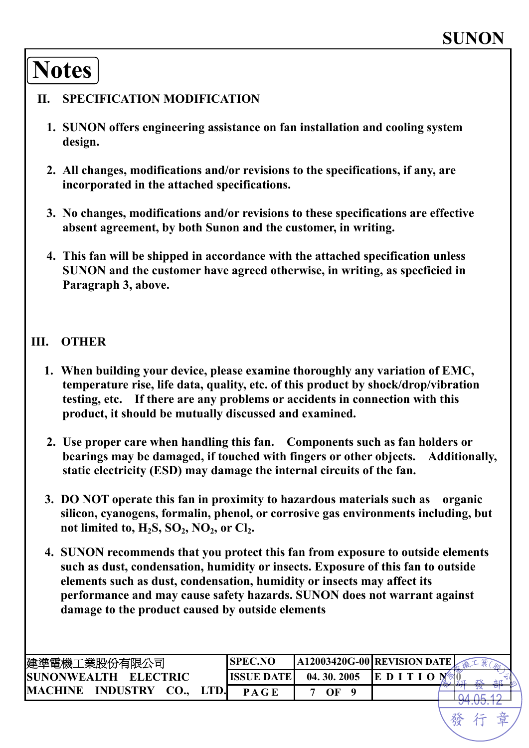# Notes

## II. SPECIFICATION MODIFICATION

1. SUNON offers engineering assistance on fan installation and cooling system design.

2. All changes, modifications and/or revisions to the specifications, if any, are incorporated in the attached specifications.

3. No changes, modifications and/or revisions to these specifications are effective absent agreement, by both Sunon and the customer, in writing.

4. This fan will be shipped in accordance with the attached specification unless SUNON and the customer have agreed otherwise, in writing, as specficied in Paragraph 3, above.

## III. OTHER

1. When building your device, please examine thoroughly any variation of EMC, temperature rise, life data, quality, etc. of this product by shock/drop/vibration testing, etc. If there are any problems or accidents in connection with this product, it should be mutually discussed and examined.

2. Use proper care when handling this fan. Components such as fan holders or bearings may be damaged, if touched with fingers or other objects. Additionally, static electricity (ESD) may damage the internal circuits of the fan.

3. DO NOT operate this fan in proximity to hazardous materials such as organic silicon, cyanogens, formalin, phenol, or corrosive gas environments including, but not limited to, $H_2S$, $SO_2$, $NO_2$, or $Cl_2$.

4. SUNON recommends that you protect this fan from exposure to outside elements such as dust, condensation, humidity or insects. Exposure of this fan to outside elements such as dust, condensation, humidity or insects may affect its performance and may cause safety hazards. SUNON does not warrant against damage to the product caused by outside elements

| 建準電機工業股份有限公司 SUNONWEALTH ELECTRIC MACHINE INDUSTRY CO., LTD. | SPEC.NO | A12003420G-00 | REVISION DATE | |
|---|---|---|---|---|
| | ISSUE DATE | 04. 30. 2005 | EDITION | 0 |
| | PAGE | 7 OF 9 | | |

建準電機工業(股)公司 研發部 94.05.12 發行章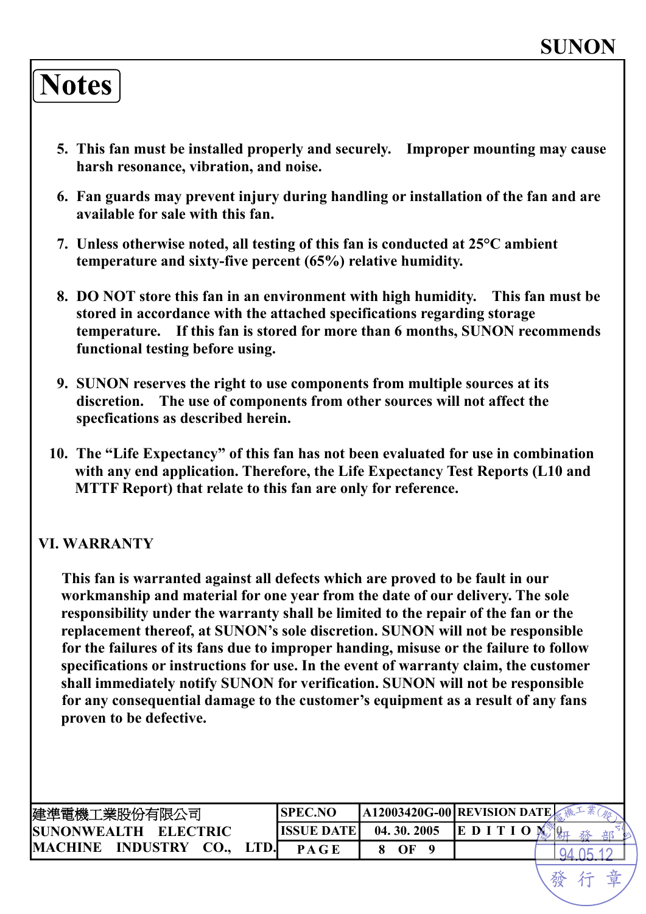# Notes

5. This fan must be installed properly and securely. Improper mounting may cause harsh resonance, vibration, and noise.

6. Fan guards may prevent injury during handling or installation of the fan and are available for sale with this fan.

7. Unless otherwise noted, all testing of this fan is conducted at 25°C ambient temperature and sixty-five percent (65%) relative humidity.

8. DO NOT store this fan in an environment with high humidity. This fan must be stored in accordance with the attached specifications regarding storage temperature. If this fan is stored for more than 6 months, SUNON recommends functional testing before using.

9. SUNON reserves the right to use components from multiple sources at its discretion. The use of components from other sources will not affect the specfications as described herein.

10. The "Life Expectancy" of this fan has not been evaluated for use in combination with any end application. Therefore, the Life Expectancy Test Reports (L10 and MTTF Report) that relate to this fan are only for reference.

## VI. WARRANTY

This fan is warranted against all defects which are proved to be fault in our workmanship and material for one year from the date of our delivery. The sole responsibility under the warranty shall be limited to the repair of the fan or the replacement thereof, at SUNON's sole discretion. SUNON will not be responsible for the failures of its fans due to improper handing, misuse or the failure to follow specifications or instructions for use. In the event of warranty claim, the customer shall immediately notify SUNON for verification. SUNON will not be responsible for any consequential damage to the customer's equipment as a result of any fans proven to be defective.

| 建準電機工業股份有限公司 SUNONWEALTH ELECTRIC MACHINE INDUSTRY CO., LTD. | SPEC.NO | A12003420G-00 | REVISION DATE | |
|---|---|---|---|---|
| | ISSUE DATE | 04. 30. 2005 | EDITION | 0 |
| | PAGE | 8 OF 9 | | |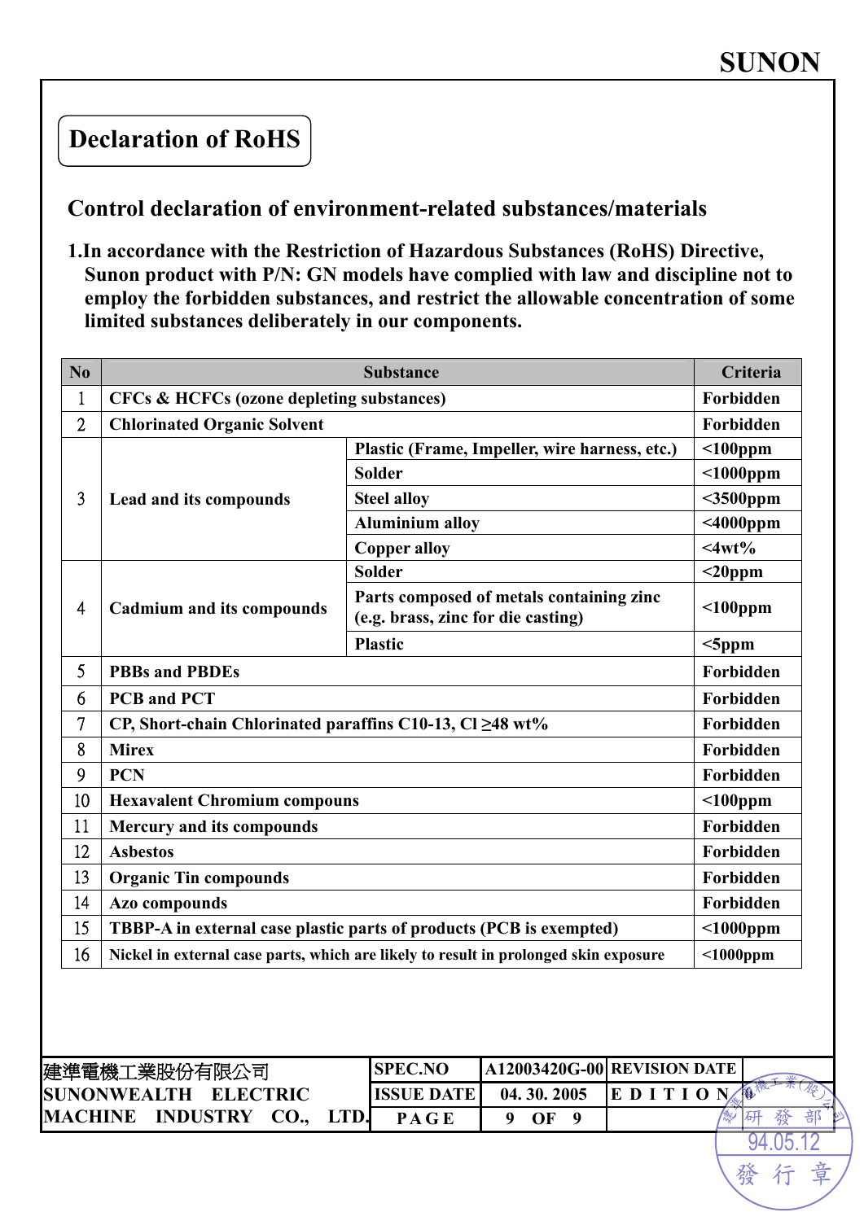SUNON

# Declaration of RoHS

## Control declaration of environment-related substances/materials

**1.In accordance with the Restriction of Hazardous Substances (RoHS) Directive, Sunon product with P/N: GN models have complied with law and discipline not to employ the forbidden substances, and restrict the allowable concentration of some limited substances deliberately in our components.**

| No | Substance | | Criteria |
|---|---|---|---|
| 1 | CFCs & HCFCs (ozone depleting substances) | | Forbidden |
| 2 | Chlorinated Organic Solvent | | Forbidden |
| 3 | Lead and its compounds | Plastic (Frame, Impeller, wire harness, etc.) | <100ppm |
| | | Solder | <1000ppm |
| | | Steel alloy | <3500ppm |
| | | Aluminium alloy | <4000ppm |
| | | Copper alloy | <4wt% |
| 4 | Cadmium and its compounds | Solder | <20ppm |
| | | Parts composed of metals containing zinc (e.g. brass, zinc for die casting) | <100ppm |
| | | Plastic | <5ppm |
| 5 | PBBs and PBDEs | | Forbidden |
| 6 | PCB and PCT | | Forbidden |
| 7 | CP, Short-chain Chlorinated paraffins C10-13, Cl ≥48 wt% | | Forbidden |
| 8 | Mirex | | Forbidden |
| 9 | PCN | | Forbidden |
| 10 | Hexavalent Chromium compouns | | <100ppm |
| 11 | Mercury and its compounds | | Forbidden |
| 12 | Asbestos | | Forbidden |
| 13 | Organic Tin compounds | | Forbidden |
| 14 | Azo compounds | | Forbidden |
| 15 | TBBP-A in external case plastic parts of products (PCB is exempted) | | <1000ppm |
| 16 | Nickel in external case parts, which are likely to result in prolonged skin exposure | | <1000ppm |

| | | | | |
|---|---|---|---|---|
| 建準電機工業股份有限公司 SUNONWEALTH ELECTRIC MACHINE INDUSTRY CO., LTD. | SPEC.NO | A12003420G-00 | REVISION DATE | |
| | ISSUE DATE | 04. 30. 2005 | EDITION | 0 |
| | PAGE | 9 OF 9 | | |

建準電機工業(股)公司 研發部 94.05.12 發行章